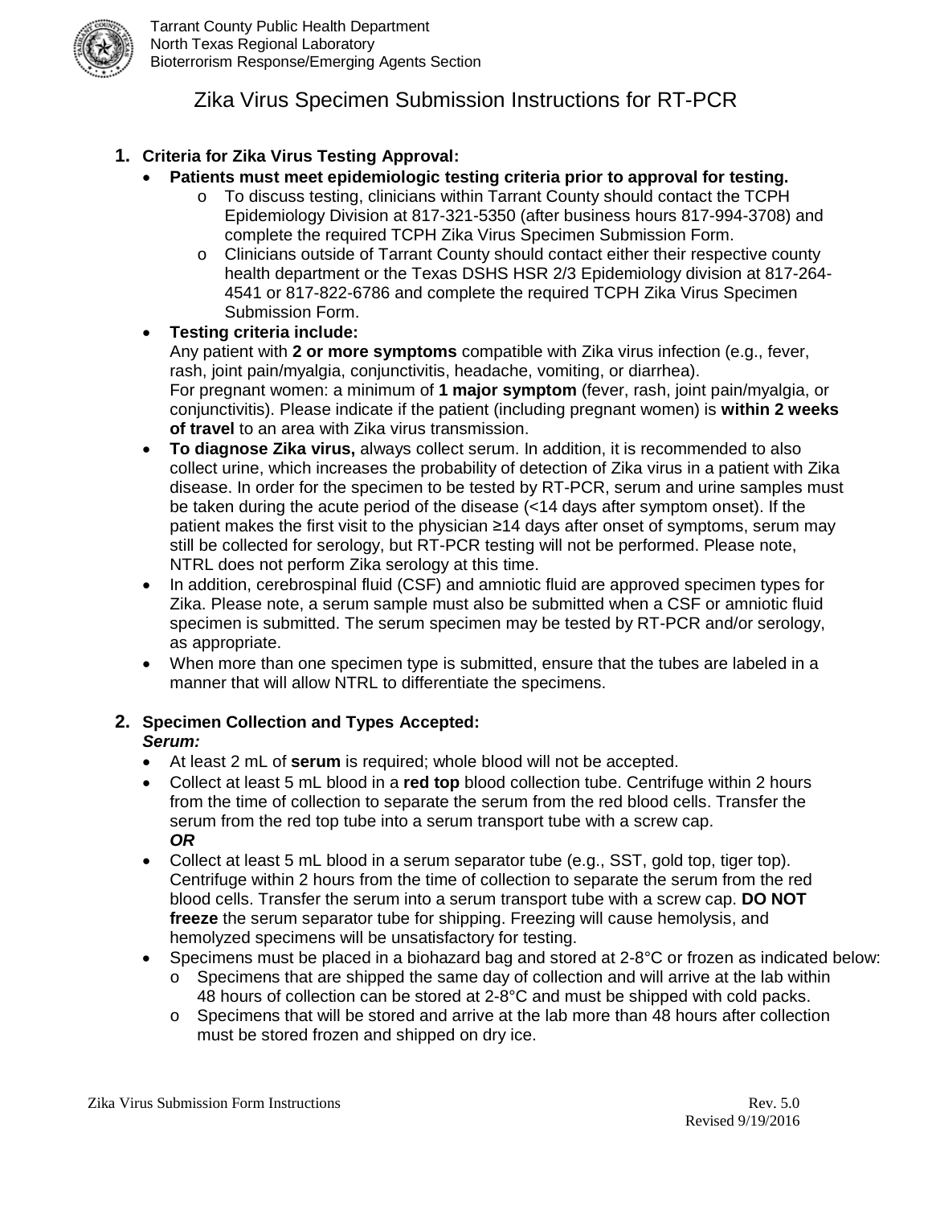Tarrant County Public Health Department
North Texas Regional Laboratory
Bioterrorism Response/Emerging Agents Section

# Zika Virus Specimen Submission Instructions for RT-PCR

## 1. Criteria for Zika Virus Testing Approval:

- **Patients must meet epidemiologic testing criteria prior to approval for testing.**
  - To discuss testing, clinicians within Tarrant County should contact the TCPH Epidemiology Division at 817-321-5350 (after business hours 817-994-3708) and complete the required TCPH Zika Virus Specimen Submission Form.
  - Clinicians outside of Tarrant County should contact either their respective county health department or the Texas DSHS HSR 2/3 Epidemiology division at 817-264-4541 or 817-822-6786 and complete the required TCPH Zika Virus Specimen Submission Form.
- **Testing criteria include:**
  Any patient with **2 or more symptoms** compatible with Zika virus infection (e.g., fever, rash, joint pain/myalgia, conjunctivitis, headache, vomiting, or diarrhea).
  For pregnant women: a minimum of **1 major symptom** (fever, rash, joint pain/myalgia, or conjunctivitis). Please indicate if the patient (including pregnant women) is **within 2 weeks of travel** to an area with Zika virus transmission.
- **To diagnose Zika virus,** always collect serum. In addition, it is recommended to also collect urine, which increases the probability of detection of Zika virus in a patient with Zika disease. In order for the specimen to be tested by RT-PCR, serum and urine samples must be taken during the acute period of the disease (<14 days after symptom onset). If the patient makes the first visit to the physician ≥14 days after onset of symptoms, serum may still be collected for serology, but RT-PCR testing will not be performed. Please note, NTRL does not perform Zika serology at this time.
- In addition, cerebrospinal fluid (CSF) and amniotic fluid are approved specimen types for Zika. Please note, a serum sample must also be submitted when a CSF or amniotic fluid specimen is submitted. The serum specimen may be tested by RT-PCR and/or serology, as appropriate.
- When more than one specimen type is submitted, ensure that the tubes are labeled in a manner that will allow NTRL to differentiate the specimens.

## 2. Specimen Collection and Types Accepted:

***Serum:***

- At least 2 mL of **serum** is required; whole blood will not be accepted.
- Collect at least 5 mL blood in a **red top** blood collection tube. Centrifuge within 2 hours from the time of collection to separate the serum from the red blood cells. Transfer the serum from the red top tube into a serum transport tube with a screw cap.
  ***OR***
- Collect at least 5 mL blood in a serum separator tube (e.g., SST, gold top, tiger top). Centrifuge within 2 hours from the time of collection to separate the serum from the red blood cells. Transfer the serum into a serum transport tube with a screw cap. **DO NOT freeze** the serum separator tube for shipping. Freezing will cause hemolysis, and hemolyzed specimens will be unsatisfactory for testing.
- Specimens must be placed in a biohazard bag and stored at 2-8°C or frozen as indicated below:
  - Specimens that are shipped the same day of collection and will arrive at the lab within 48 hours of collection can be stored at 2-8°C and must be shipped with cold packs.
  - Specimens that will be stored and arrive at the lab more than 48 hours after collection must be stored frozen and shipped on dry ice.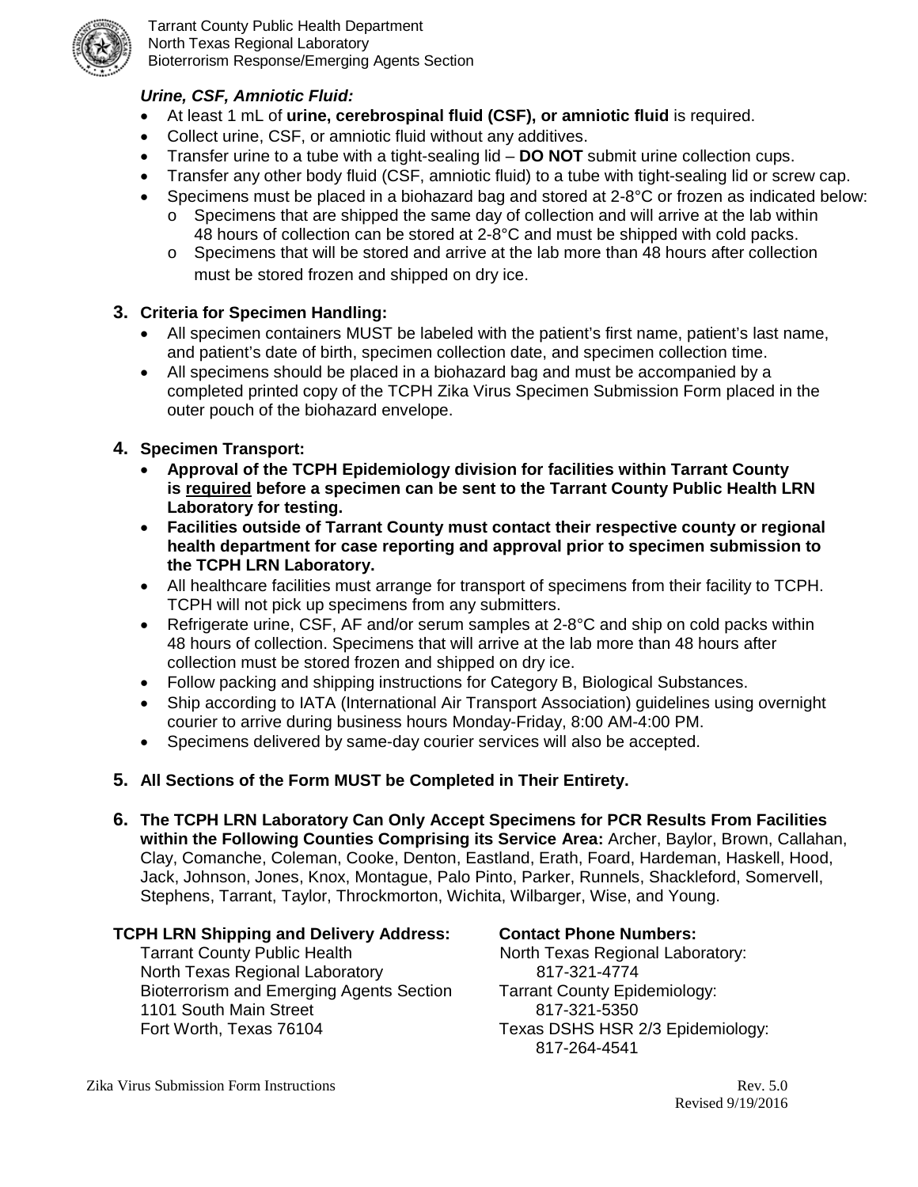*Urine, CSF, Amniotic Fluid:*

- At least 1 mL of **urine, cerebrospinal fluid (CSF), or amniotic fluid** is required.
- Collect urine, CSF, or amniotic fluid without any additives.
- Transfer urine to a tube with a tight-sealing lid – **DO NOT** submit urine collection cups.
- Transfer any other body fluid (CSF, amniotic fluid) to a tube with tight-sealing lid or screw cap.
- Specimens must be placed in a biohazard bag and stored at 2-8°C or frozen as indicated below:
  - Specimens that are shipped the same day of collection and will arrive at the lab within 48 hours of collection can be stored at 2-8°C and must be shipped with cold packs.
  - Specimens that will be stored and arrive at the lab more than 48 hours after collection must be stored frozen and shipped on dry ice.

**3. Criteria for Specimen Handling:**

- All specimen containers MUST be labeled with the patient's first name, patient's last name, and patient's date of birth, specimen collection date, and specimen collection time.
- All specimens should be placed in a biohazard bag and must be accompanied by a completed printed copy of the TCPH Zika Virus Specimen Submission Form placed in the outer pouch of the biohazard envelope.

**4. Specimen Transport:**

- **Approval of the TCPH Epidemiology division for facilities within Tarrant County is required before a specimen can be sent to the Tarrant County Public Health LRN Laboratory for testing.**
- **Facilities outside of Tarrant County must contact their respective county or regional health department for case reporting and approval prior to specimen submission to the TCPH LRN Laboratory.**
- All healthcare facilities must arrange for transport of specimens from their facility to TCPH. TCPH will not pick up specimens from any submitters.
- Refrigerate urine, CSF, AF and/or serum samples at 2-8°C and ship on cold packs within 48 hours of collection. Specimens that will arrive at the lab more than 48 hours after collection must be stored frozen and shipped on dry ice.
- Follow packing and shipping instructions for Category B, Biological Substances.
- Ship according to IATA (International Air Transport Association) guidelines using overnight courier to arrive during business hours Monday-Friday, 8:00 AM-4:00 PM.
- Specimens delivered by same-day courier services will also be accepted.

**5. All Sections of the Form MUST be Completed in Their Entirety.**

**6. The TCPH LRN Laboratory Can Only Accept Specimens for PCR Results From Facilities within the Following Counties Comprising its Service Area:** Archer, Baylor, Brown, Callahan, Clay, Comanche, Coleman, Cooke, Denton, Eastland, Erath, Foard, Hardeman, Haskell, Hood, Jack, Johnson, Jones, Knox, Montague, Palo Pinto, Parker, Runnels, Shackleford, Somervell, Stephens, Tarrant, Taylor, Throckmorton, Wichita, Wilbarger, Wise, and Young.

**TCPH LRN Shipping and Delivery Address:**

Tarrant County Public Health
North Texas Regional Laboratory
Bioterrorism and Emerging Agents Section
1101 South Main Street
Fort Worth, Texas 76104

**Contact Phone Numbers:**

North Texas Regional Laboratory:
817-321-4774
Tarrant County Epidemiology:
817-321-5350
Texas DSHS HSR 2/3 Epidemiology:
817-264-4541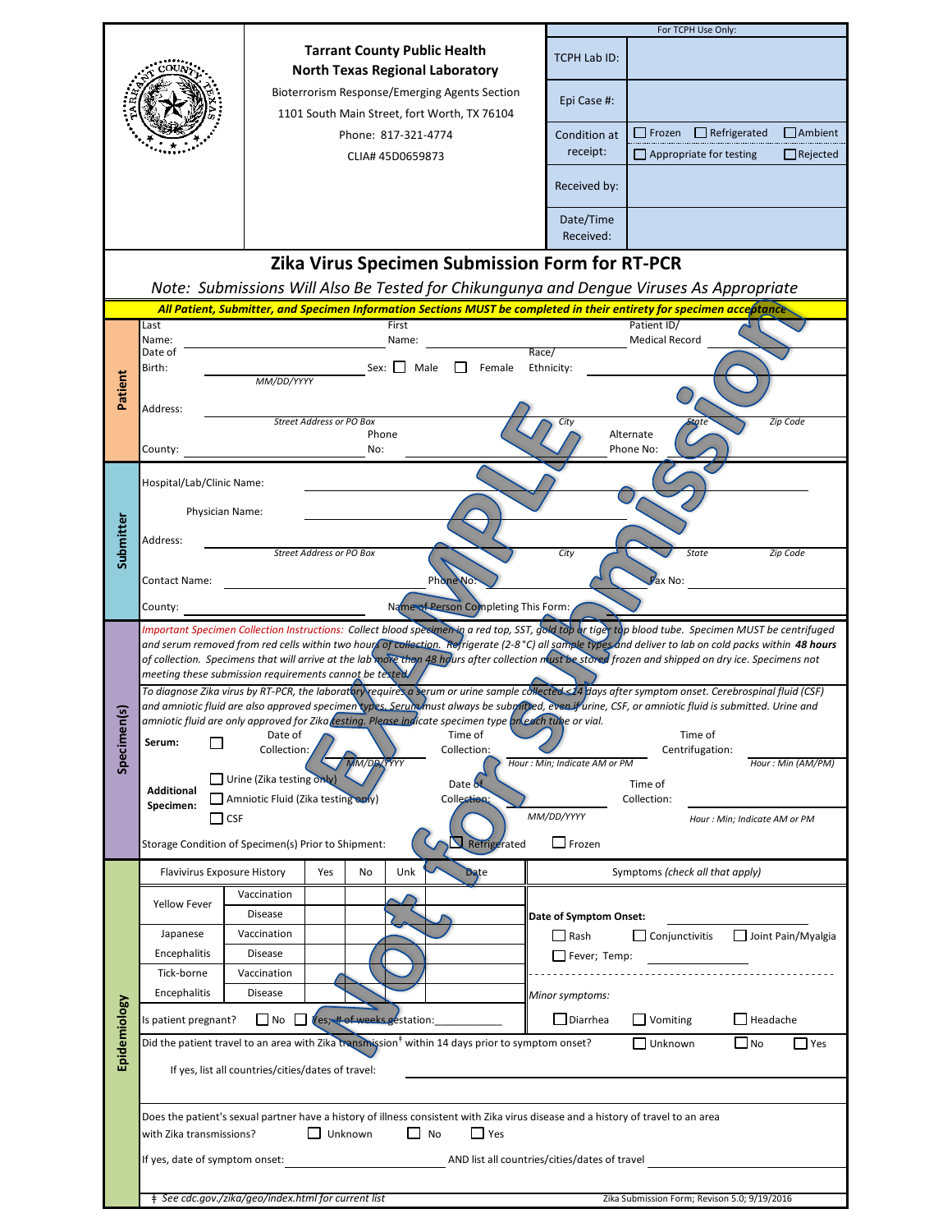**Tarrant County Public Health**
**North Texas Regional Laboratory**
Bioterrorism Response/Emerging Agents Section
1101 South Main Street, fort Worth, TX 76104
Phone: 817-321-4774
CLIA# 45D0659873

| For TCPH Use Only: | |
|---|---|
| TCPH Lab ID: | |
| Epi Case #: | |
| Condition at receipt: | ☐ Frozen ☐ Refrigerated ☐ Ambient ☐ Appropriate for testing ☐ Rejected |
| Received by: | |
| Date/Time Received: | |

# Zika Virus Specimen Submission Form for RT-PCR

*Note: Submissions Will Also Be Tested for Chikungunya and Dengue Viruses As Appropriate*

***All Patient, Submitter, and Specimen Information Sections MUST be completed in their entirety for specimen acceptance***

EXAMPLE Not for submission

## Patient

Last Name: ______ First Name: ______ Patient ID/ Medical Record ______

Date of Birth: ______ (MM/DD/YYYY) Sex: ☐ Male ☐ Female Race/ Ethnicity: ______

Address: ______ (Street Address or PO Box) ______ (City) ______ (State) ______ (Zip Code)

County: ______ Phone No: ______ Alternate Phone No: ______

## Submitter

Hospital/Lab/Clinic Name: ______

Physician Name: ______

Address: ______ (Street Address or PO Box) ______ (City) ______ (State) ______ (Zip Code)

Contact Name: ______ Phone No: ______ Fax No: ______

County: ______ Name of Person Completing This Form: ______

## Specimen(s)

*Important Specimen Collection Instructions:* *Collect blood specimen in a red top, SST, gold top or tiger top blood tube. Specimen MUST be centrifuged and serum removed from red cells within two hours of collection. Refrigerate (2-8 °C) all sample types and deliver to lab on cold packs within* ***48 hours*** *of collection. Specimens that will arrive at the lab more than 48 hours after collection must be stored frozen and shipped on dry ice. Specimens not meeting these submission requirements cannot be tested.*

*To diagnose Zika virus by RT-PCR, the laboratory requires a serum or urine sample collected ≤14 days after symptom onset. Cerebrospinal fluid (CSF) and amniotic fluid are also approved specimen types. Serum must always be submitted, even if urine, CSF, or amniotic fluid is submitted. Urine and amniotic fluid are only approved for Zika testing. Please indicate specimen type on each tube or vial.*

**Serum:** ☐ Date of Collection: ______ (MM/DD/YYYY) Time of Collection: ______ (Hour : Min; Indicate AM or PM) Time of Centrifugation: ______ (Hour : Min (AM/PM))

**Additional Specimen:** ☐ Urine (Zika testing only) ☐ Amniotic Fluid (Zika testing only) ☐ CSF Date of Collection: ______ (MM/DD/YYYY) Time of Collection: ______ (Hour : Min; Indicate AM or PM)

Storage Condition of Specimen(s) Prior to Shipment: ☐ Refrigerated ☐ Frozen

## Epidemiology

| Flavivirus Exposure History | | Yes | No | Unk | Date |
|---|---|---|---|---|---|
| Yellow Fever | Vaccination | | | | |
| | Disease | | | | |
| Japanese Encephalitis | Vaccination | | | | |
| | Disease | | | | |
| Tick-borne Encephalitis | Vaccination | | | | |
| | Disease | | | | |

Is patient pregnant? ☐ No ☐ Yes; # of weeks gestation: ______

Symptoms *(check all that apply)*

**Date of Symptom Onset:** ______

☐ Rash ☐ Conjunctivitis ☐ Joint Pain/Myalgia

☐ Fever; Temp: ______

*Minor symptoms:*

☐ Diarrhea ☐ Vomiting ☐ Headache

Did the patient travel to an area with Zika transmission‡ within 14 days prior to symptom onset? ☐ Unknown ☐ No ☐ Yes

If yes, list all countries/cities/dates of travel: ______

Does the patient's sexual partner have a history of illness consistent with Zika virus disease and a history of travel to an area with Zika transmissions? ☐ Unknown ☐ No ☐ Yes

If yes, date of symptom onset: ______ AND list all countries/cities/dates of travel ______

‡ *See cdc.gov./zika/geo/index.html for current list*

Zika Submission Form; Revison 5.0; 9/19/2016